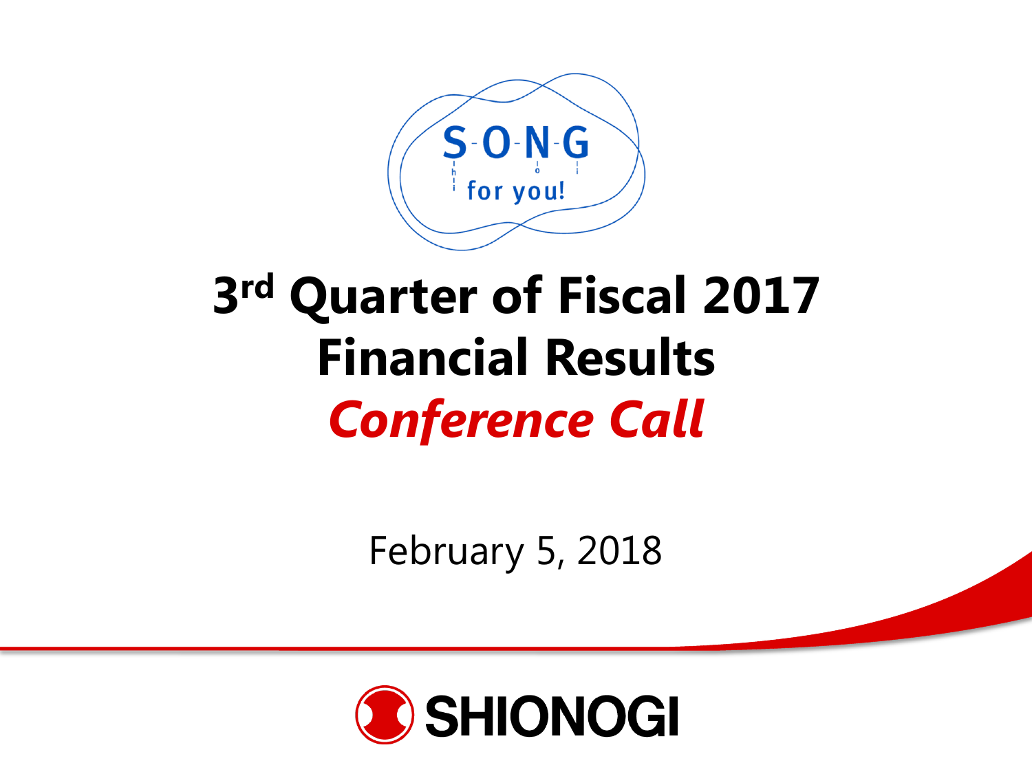S-O-N-G for you!

# 3rd Quarter of Fiscal 2017 Financial Results

## *Conference Call*

February 5, 2018

SHIONOGI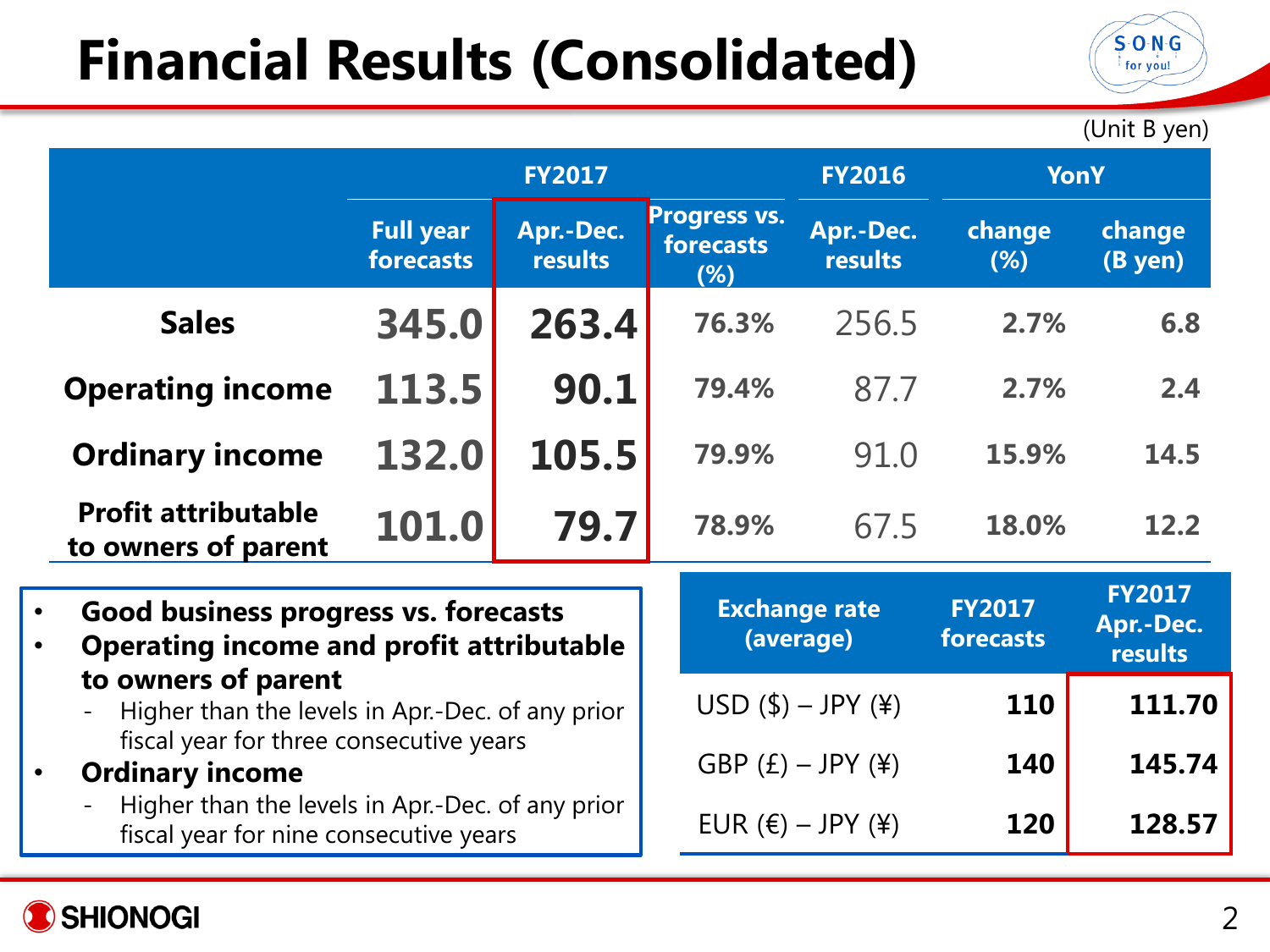# Financial Results (Consolidated)

(Unit B yen)

| | FY2017 | | | FY2016 | YonY | |
|---|---|---|---|---|---|---|
| | Full year forecasts | Apr.-Dec. results | Progress vs. forecasts (%) | Apr.-Dec. results | change (%) | change (B yen) |
| Sales | 345.0 | 263.4 | 76.3% | 256.5 | 2.7% | 6.8 |
| Operating income | 113.5 | 90.1 | 79.4% | 87.7 | 2.7% | 2.4 |
| Ordinary income | 132.0 | 105.5 | 79.9% | 91.0 | 15.9% | 14.5 |
| Profit attributable to owners of parent | 101.0 | 79.7 | 78.9% | 67.5 | 18.0% | 12.2 |

- **Good business progress vs. forecasts**
- **Operating income and profit attributable to owners of parent**
  - Higher than the levels in Apr.-Dec. of any prior fiscal year for three consecutive years
- **Ordinary income**
  - Higher than the levels in Apr.-Dec. of any prior fiscal year for nine consecutive years

| Exchange rate (average) | FY2017 forecasts | FY2017 Apr.-Dec. results |
|---|---|---|
| USD ($) – JPY (¥) | 110 | 111.70 |
| GBP (£) – JPY (¥) | 140 | 145.74 |
| EUR (€) – JPY (¥) | 120 | 128.57 |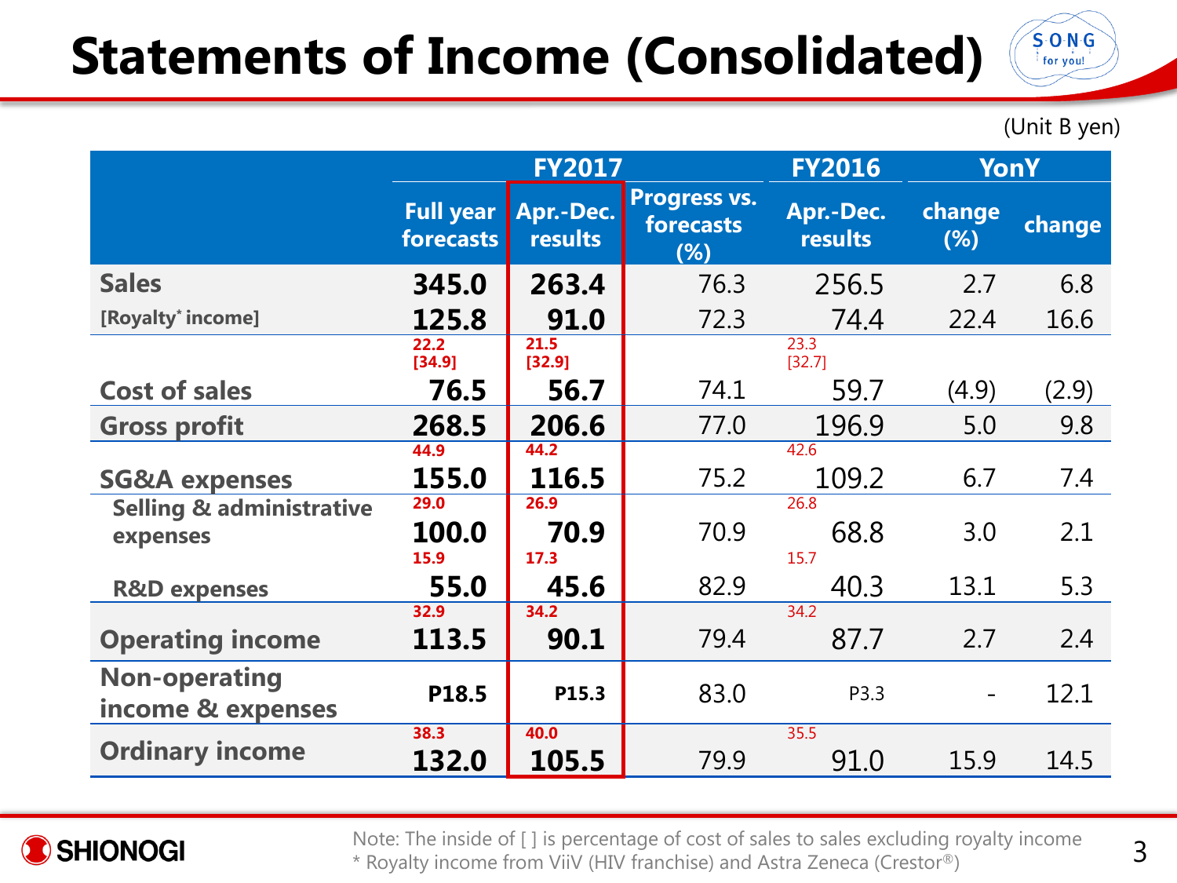# Statements of Income (Consolidated)

(Unit B yen)

| | FY2017 | | | FY2016 | YonY | |
|---|---|---|---|---|---|---|
| | Full year forecasts | Apr.-Dec. results | Progress vs. forecasts (%) | Apr.-Dec. results | change (%) | change |
| Sales | 345.0 | 263.4 | 76.3 | 256.5 | 2.7 | 6.8 |
| [Royalty* income] | 125.8 | 91.0 | 72.3 | 74.4 | 22.4 | 16.6 |
| Cost of sales | 22.2 [34.9] 76.5 | 21.5 [32.9] 56.7 | 74.1 | 23.3 [32.7] 59.7 | (4.9) | (2.9) |
| Gross profit | 268.5 | 206.6 | 77.0 | 196.9 | 5.0 | 9.8 |
| SG&A expenses | 44.9 155.0 | 44.2 116.5 | 75.2 | 42.6 109.2 | 6.7 | 7.4 |
| Selling & administrative expenses | 29.0 100.0 | 26.9 70.9 | 70.9 | 26.8 68.8 | 3.0 | 2.1 |
| R&D expenses | 15.9 55.0 | 17.3 45.6 | 82.9 | 15.7 40.3 | 13.1 | 5.3 |
| Operating income | 32.9 113.5 | 34.2 90.1 | 79.4 | 34.2 87.7 | 2.7 | 2.4 |
| Non-operating income & expenses | P18.5 | P15.3 | 83.0 | P3.3 | - | 12.1 |
| Ordinary income | 38.3 132.0 | 40.0 105.5 | 79.9 | 35.5 91.0 | 15.9 | 14.5 |

Note: The inside of [ ] is percentage of cost of sales to sales excluding royalty income
* Royalty income from ViiV (HIV franchise) and Astra Zeneca (Crestor®)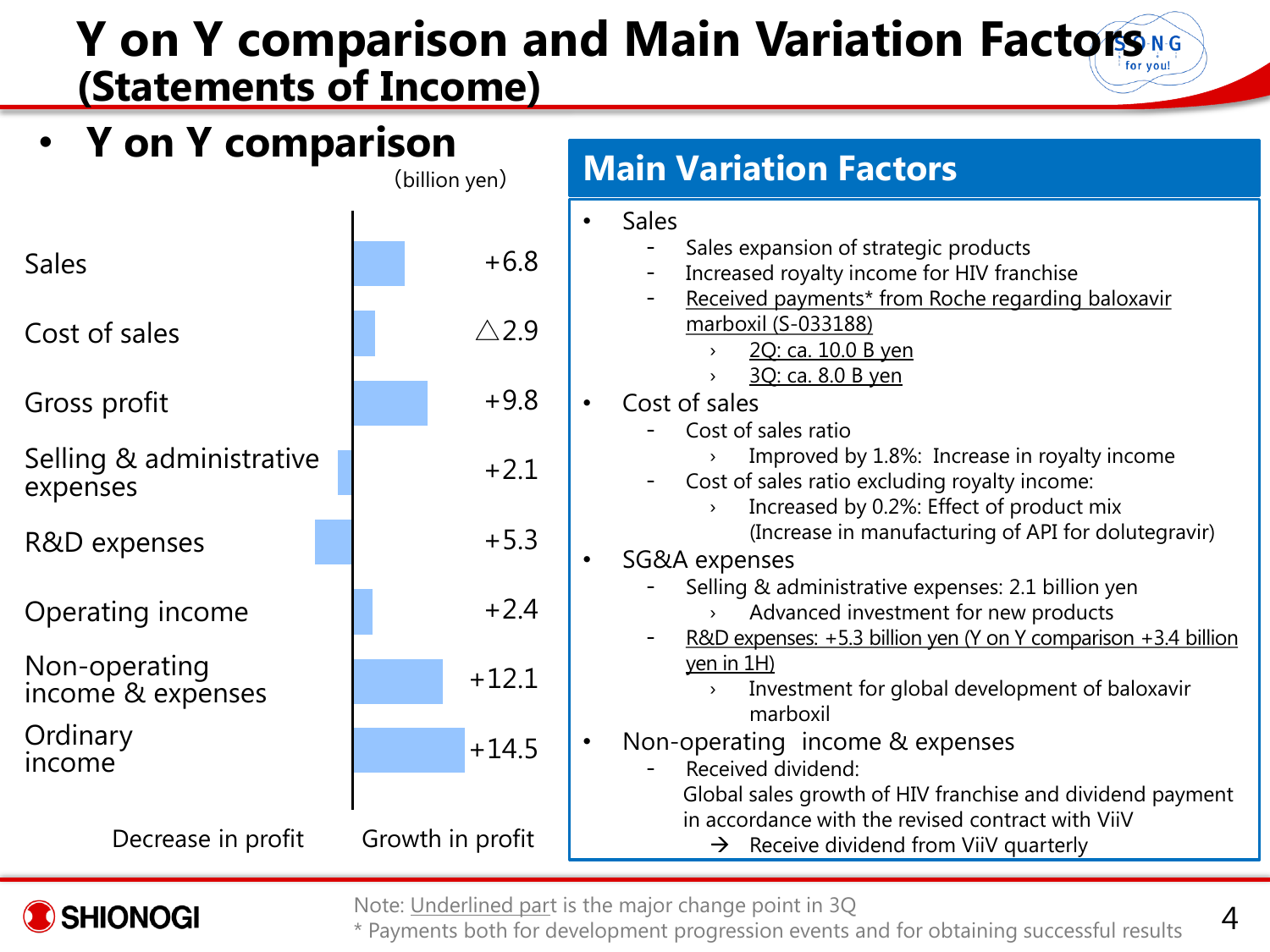# Y on Y comparison and Main Variation Factors (Statements of Income)

## • Y on Y comparison

(billion yen)

| Item | Change |
|---|---|
| Sales | +6.8 |
| Cost of sales | △2.9 |
| Gross profit | +9.8 |
| Selling & administrative expenses | +2.1 |
| R&D expenses | +5.3 |
| Operating income | +2.4 |
| Non-operating income & expenses | +12.1 |
| Ordinary income | +14.5 |

Decrease in profit | Growth in profit

## Main Variation Factors

- Sales
  - Sales expansion of strategic products
  - Increased royalty income for HIV franchise
  - Received payments* from Roche regarding baloxavir marboxil (S-033188)
    - 2Q: ca. 10.0 B yen
    - 3Q: ca. 8.0 B yen
- Cost of sales
  - Cost of sales ratio
    - Improved by 1.8%: Increase in royalty income
  - Cost of sales ratio excluding royalty income:
    - Increased by 0.2%: Effect of product mix (Increase in manufacturing of API for dolutegravir)
- SG&A expenses
  - Selling & administrative expenses: 2.1 billion yen
    - Advanced investment for new products
  - R&D expenses: +5.3 billion yen (Y on Y comparison +3.4 billion yen in 1H)
    - Investment for global development of baloxavir marboxil
- Non-operating income & expenses
  - Received dividend: Global sales growth of HIV franchise and dividend payment in accordance with the revised contract with ViiV
    - → Receive dividend from ViiV quarterly

Note: Underlined part is the major change point in 3Q

\* Payments both for development progression events and for obtaining successful results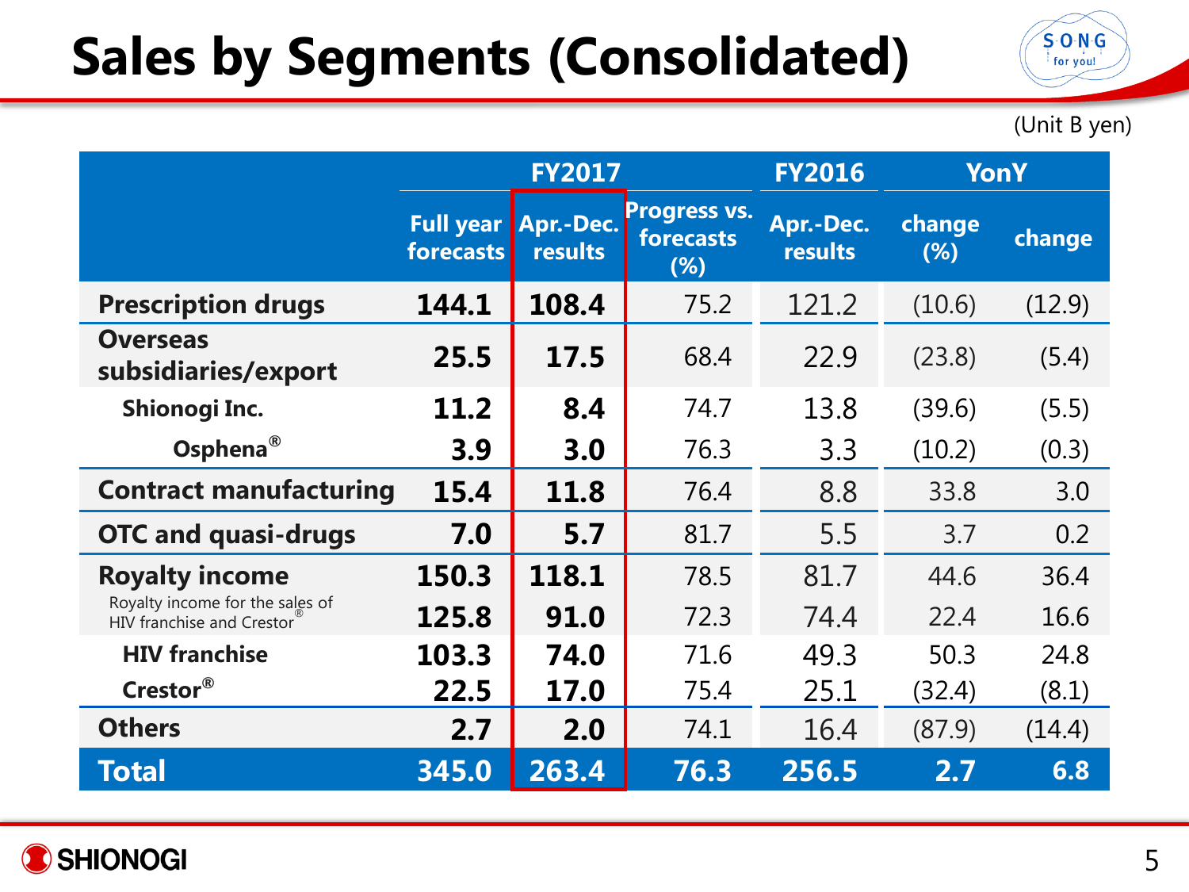# Sales by Segments (Consolidated)

(Unit B yen)

| | FY2017 | | | FY2016 | YonY | |
|---|---|---|---|---|---|---|
| | Full year forecasts | Apr.-Dec. results | Progress vs. forecasts (%) | Apr.-Dec. results | change (%) | change |
| **Prescription drugs** | **144.1** | **108.4** | 75.2 | 121.2 | (10.6) | (12.9) |
| **Overseas subsidiaries/export** | **25.5** | **17.5** | 68.4 | 22.9 | (23.8) | (5.4) |
| **Shionogi Inc.** | **11.2** | **8.4** | 74.7 | 13.8 | (39.6) | (5.5) |
| **Osphena®** | **3.9** | **3.0** | 76.3 | 3.3 | (10.2) | (0.3) |
| **Contract manufacturing** | **15.4** | **11.8** | 76.4 | 8.8 | 33.8 | 3.0 |
| **OTC and quasi-drugs** | **7.0** | **5.7** | 81.7 | 5.5 | 3.7 | 0.2 |
| **Royalty income** | **150.3** | **118.1** | 78.5 | 81.7 | 44.6 | 36.4 |
| Royalty income for the sales of HIV franchise and Crestor® | **125.8** | **91.0** | 72.3 | 74.4 | 22.4 | 16.6 |
| **HIV franchise** | **103.3** | **74.0** | 71.6 | 49.3 | 50.3 | 24.8 |
| **Crestor®** | **22.5** | **17.0** | 75.4 | 25.1 | (32.4) | (8.1) |
| **Others** | **2.7** | **2.0** | 74.1 | 16.4 | (87.9) | (14.4) |
| **Total** | **345.0** | **263.4** | **76.3** | **256.5** | **2.7** | **6.8** |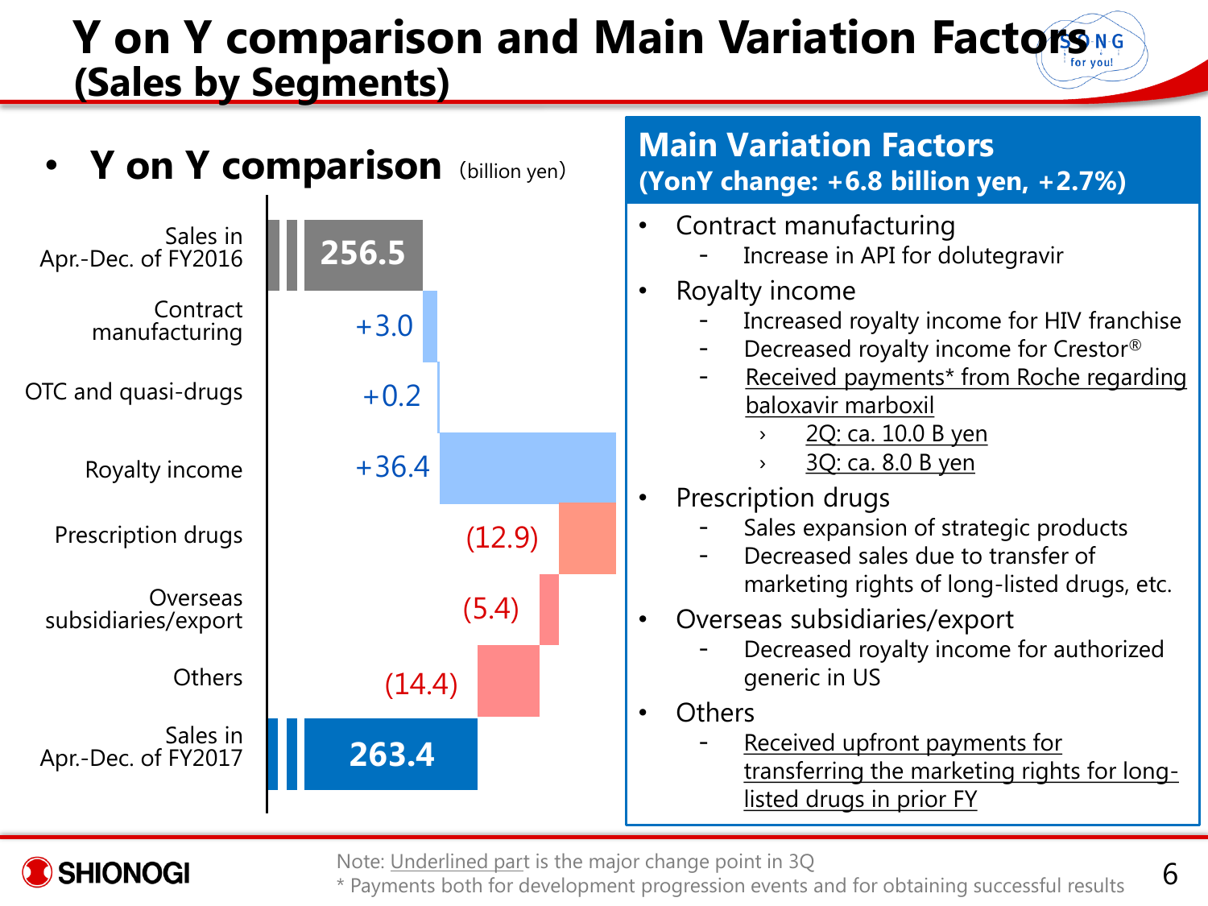# Y on Y comparison and Main Variation Factors (Sales by Segments)

- **Y on Y comparison** (billion yen)

| Item | Value |
|---|---|
| Sales in Apr.-Dec. of FY2016 | 256.5 |
| Contract manufacturing | +3.0 |
| OTC and quasi-drugs | +0.2 |
| Royalty income | +36.4 |
| Prescription drugs | (12.9) |
| Overseas subsidiaries/export | (5.4) |
| Others | (14.4) |
| Sales in Apr.-Dec. of FY2017 | 263.4 |

## Main Variation Factors (YonY change: +6.8 billion yen, +2.7%)

- Contract manufacturing
  - Increase in API for dolutegravir
- Royalty income
  - Increased royalty income for HIV franchise
  - Decreased royalty income for Crestor®
  - Received payments* from Roche regarding baloxavir marboxil
    - 2Q: ca. 10.0 B yen
    - 3Q: ca. 8.0 B yen
- Prescription drugs
  - Sales expansion of strategic products
  - Decreased sales due to transfer of marketing rights of long-listed drugs, etc.
- Overseas subsidiaries/export
  - Decreased royalty income for authorized generic in US
- Others
  - Received upfront payments for transferring the marketing rights for long-listed drugs in prior FY

Note: Underlined part is the major change point in 3Q (underlined: Received payments* from Roche regarding baloxavir marboxil; 2Q: ca. 10.0 B yen; 3Q: ca. 8.0 B yen; Received upfront payments for transferring the marketing rights for long-listed drugs in prior FY)

* Payments both for development progression events and for obtaining successful results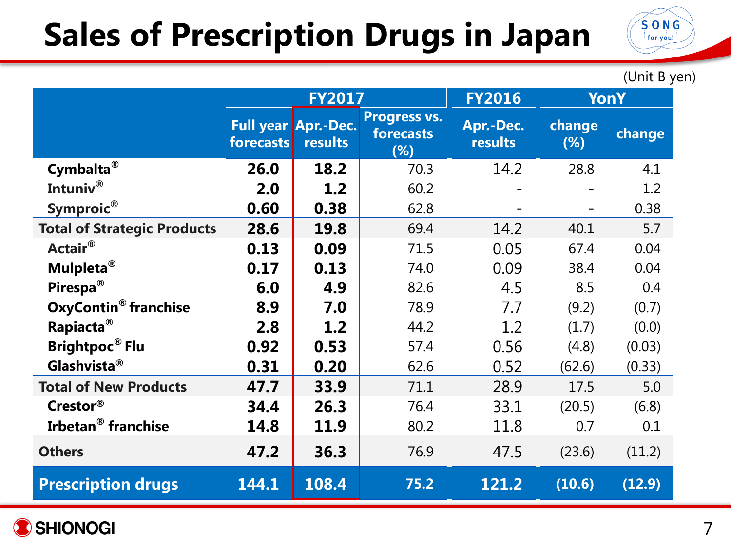# Sales of Prescription Drugs in Japan

(Unit B yen)

| | FY2017 | | | FY2016 | YonY | |
|---|---|---|---|---|---|---|
| | Full year forecasts | Apr.-Dec. results | Progress vs. forecasts (%) | Apr.-Dec. results | change (%) | change |
| Cymbalta® | 26.0 | 18.2 | 70.3 | 14.2 | 28.8 | 4.1 |
| Intuniv® | 2.0 | 1.2 | 60.2 | - | - | 1.2 |
| Symproic® | 0.60 | 0.38 | 62.8 | - | - | 0.38 |
| **Total of Strategic Products** | 28.6 | 19.8 | 69.4 | 14.2 | 40.1 | 5.7 |
| Actair® | 0.13 | 0.09 | 71.5 | 0.05 | 67.4 | 0.04 |
| Mulpleta® | 0.17 | 0.13 | 74.0 | 0.09 | 38.4 | 0.04 |
| Pirespa® | 6.0 | 4.9 | 82.6 | 4.5 | 8.5 | 0.4 |
| OxyContin® franchise | 8.9 | 7.0 | 78.9 | 7.7 | (9.2) | (0.7) |
| Rapiacta® | 2.8 | 1.2 | 44.2 | 1.2 | (1.7) | (0.0) |
| Brightpoc® Flu | 0.92 | 0.53 | 57.4 | 0.56 | (4.8) | (0.03) |
| Glashvista® | 0.31 | 0.20 | 62.6 | 0.52 | (62.6) | (0.33) |
| **Total of New Products** | 47.7 | 33.9 | 71.1 | 28.9 | 17.5 | 5.0 |
| Crestor® | 34.4 | 26.3 | 76.4 | 33.1 | (20.5) | (6.8) |
| Irbetan® franchise | 14.8 | 11.9 | 80.2 | 11.8 | 0.7 | 0.1 |
| **Others** | 47.2 | 36.3 | 76.9 | 47.5 | (23.6) | (11.2) |
| **Prescription drugs** | **144.1** | **108.4** | **75.2** | **121.2** | **(10.6)** | **(12.9)** |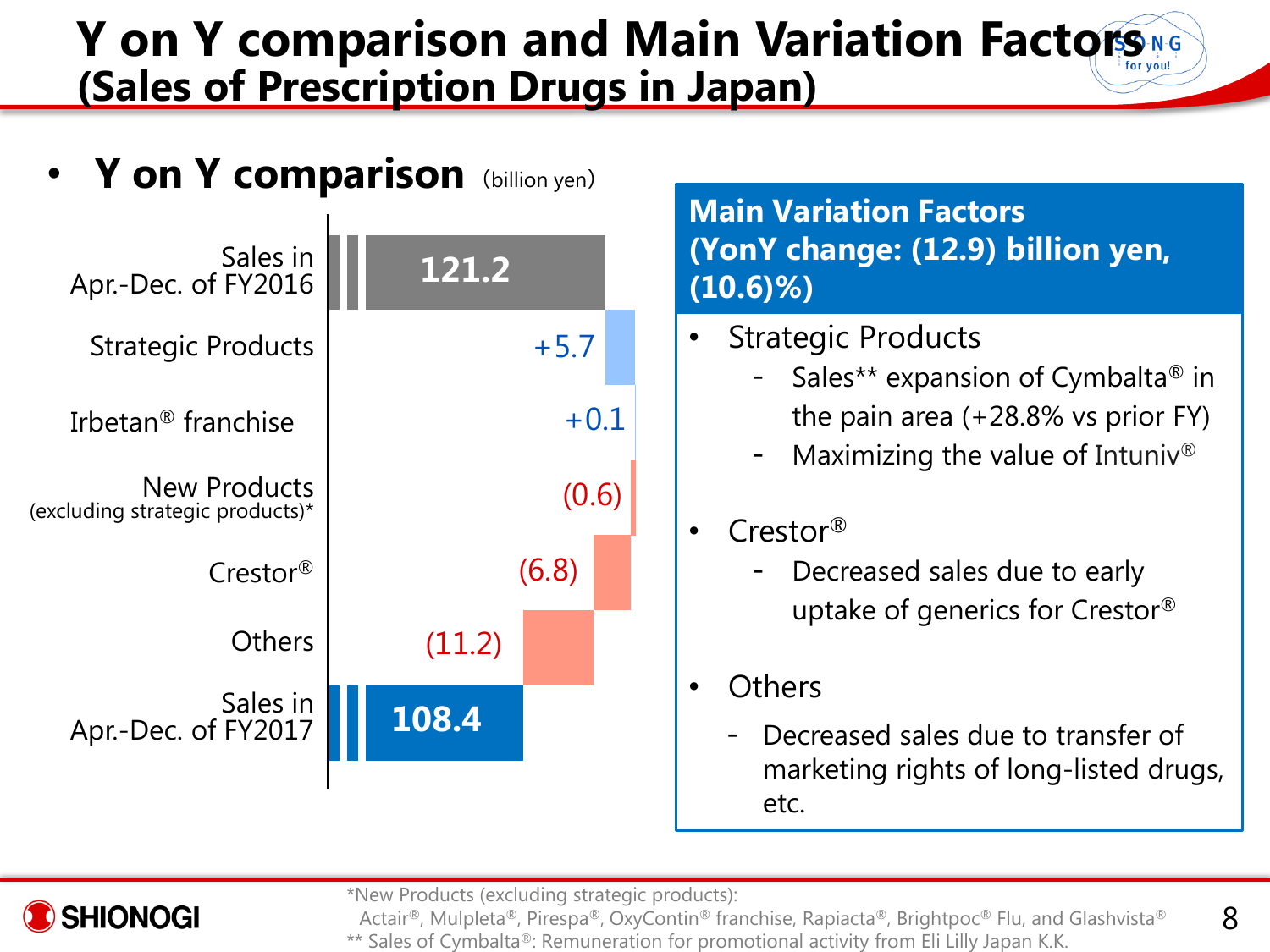# Y on Y comparison and Main Variation Factors (Sales of Prescription Drugs in Japan)

- **Y on Y comparison** (billion yen)

| Item | Value |
|---|---|
| Sales in Apr.-Dec. of FY2016 | 121.2 |
| Strategic Products | +5.7 |
| Irbetan® franchise | +0.1 |
| New Products (excluding strategic products)* | (0.6) |
| Crestor® | (6.8) |
| Others | (11.2) |
| Sales in Apr.-Dec. of FY2017 | 108.4 |

**Main Variation Factors (YonY change: (12.9) billion yen, (10.6)%)**

- Strategic Products
  - Sales** expansion of Cymbalta® in the pain area (+28.8% vs prior FY)
  - Maximizing the value of Intuniv®
- Crestor®
  - Decreased sales due to early uptake of generics for Crestor®
- Others
  - Decreased sales due to transfer of marketing rights of long-listed drugs, etc.

*New Products (excluding strategic products): Actair®, Mulpleta®, Pirespa®, OxyContin® franchise, Rapiacta®, Brightpoc® Flu, and Glashvista®

** Sales of Cymbalta®: Remuneration for promotional activity from Eli Lilly Japan K.K.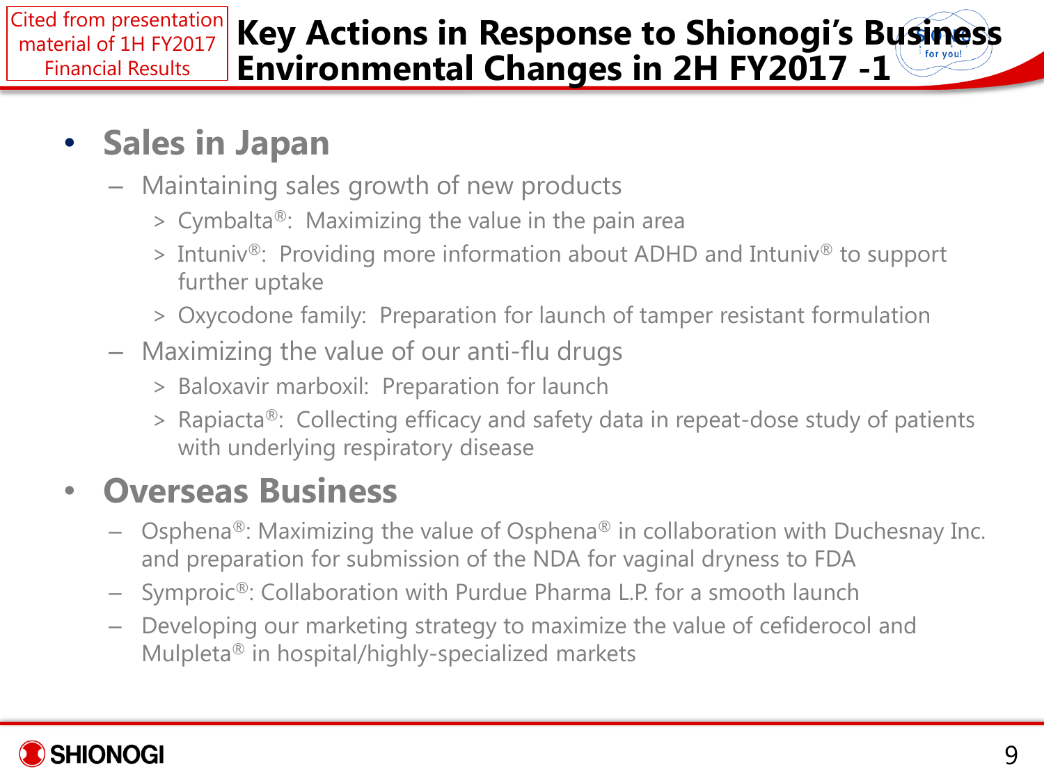Cited from presentation material of 1H FY2017 Financial Results

# Key Actions in Response to Shionogi's Business Environmental Changes in 2H FY2017 -1

- **Sales in Japan**
  - Maintaining sales growth of new products
    - > Cymbalta®: Maximizing the value in the pain area
    - > Intuniv®: Providing more information about ADHD and Intuniv® to support further uptake
    - > Oxycodone family: Preparation for launch of tamper resistant formulation
  - Maximizing the value of our anti-flu drugs
    - > Baloxavir marboxil: Preparation for launch
    - > Rapiacta®: Collecting efficacy and safety data in repeat-dose study of patients with underlying respiratory disease
- **Overseas Business**
  - Osphena®: Maximizing the value of Osphena® in collaboration with Duchesnay Inc. and preparation for submission of the NDA for vaginal dryness to FDA
  - Symproic®: Collaboration with Purdue Pharma L.P. for a smooth launch
  - Developing our marketing strategy to maximize the value of cefiderocol and Mulpleta® in hospital/highly-specialized markets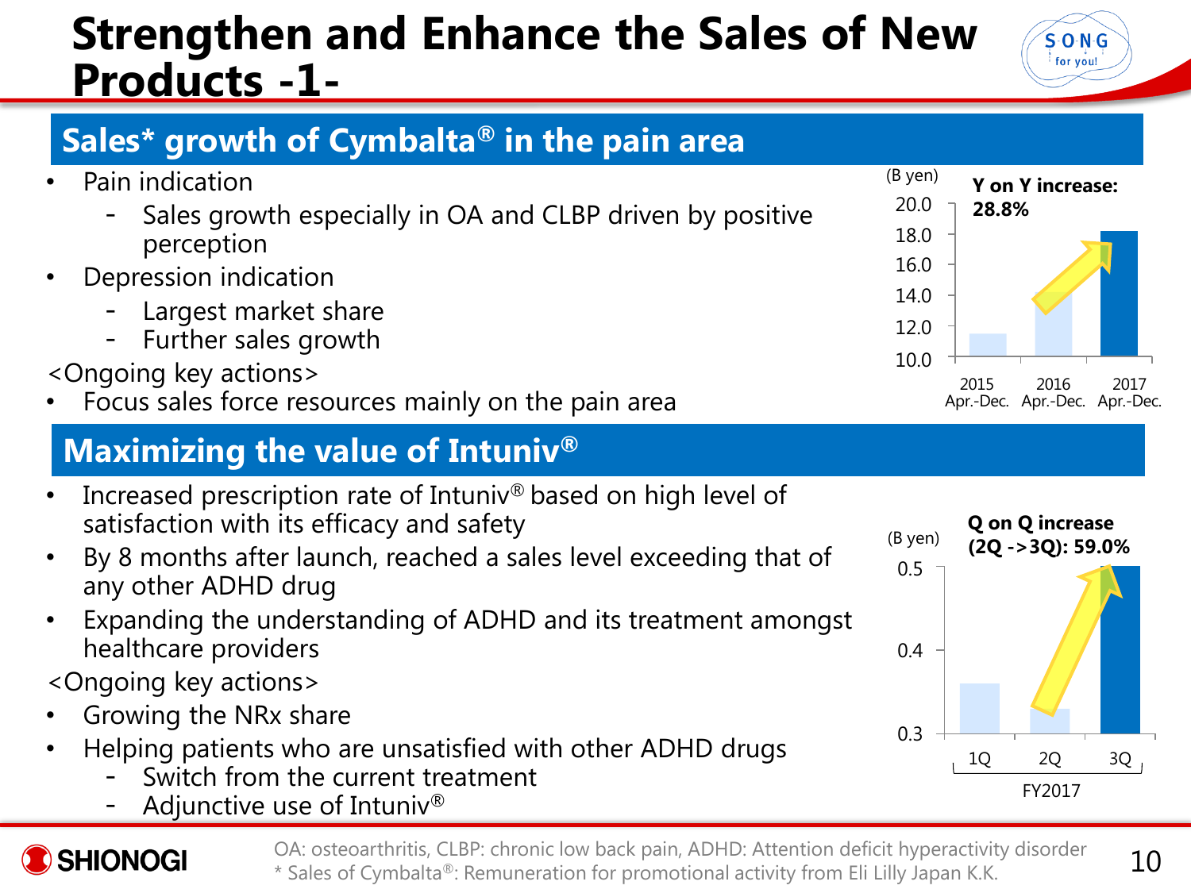# Strengthen and Enhance the Sales of New Products -1-

## Sales* growth of Cymbalta® in the pain area

- Pain indication
  - Sales growth especially in OA and CLBP driven by positive perception
- Depression indication
  - Largest market share
  - Further sales growth

<Ongoing key actions>

- Focus sales force resources mainly on the pain area

(B yen)

**Y on Y increase: 28.8%**

| | 2015 Apr.-Dec. | 2016 Apr.-Dec. | 2017 Apr.-Dec. |
|---|---|---|---|

## Maximizing the value of Intuniv®

- Increased prescription rate of Intuniv® based on high level of satisfaction with its efficacy and safety
- By 8 months after launch, reached a sales level exceeding that of any other ADHD drug
- Expanding the understanding of ADHD and its treatment amongst healthcare providers

<Ongoing key actions>

- Growing the NRx share
- Helping patients who are unsatisfied with other ADHD drugs
  - Switch from the current treatment
  - Adjunctive use of Intuniv®

(B yen)

**Q on Q increase (2Q ->3Q): 59.0%**

| | 1Q | 2Q | 3Q |
|---|---|---|---|

FY2017

OA: osteoarthritis, CLBP: chronic low back pain, ADHD: Attention deficit hyperactivity disorder

* Sales of Cymbalta®: Remuneration for promotional activity from Eli Lilly Japan K.K.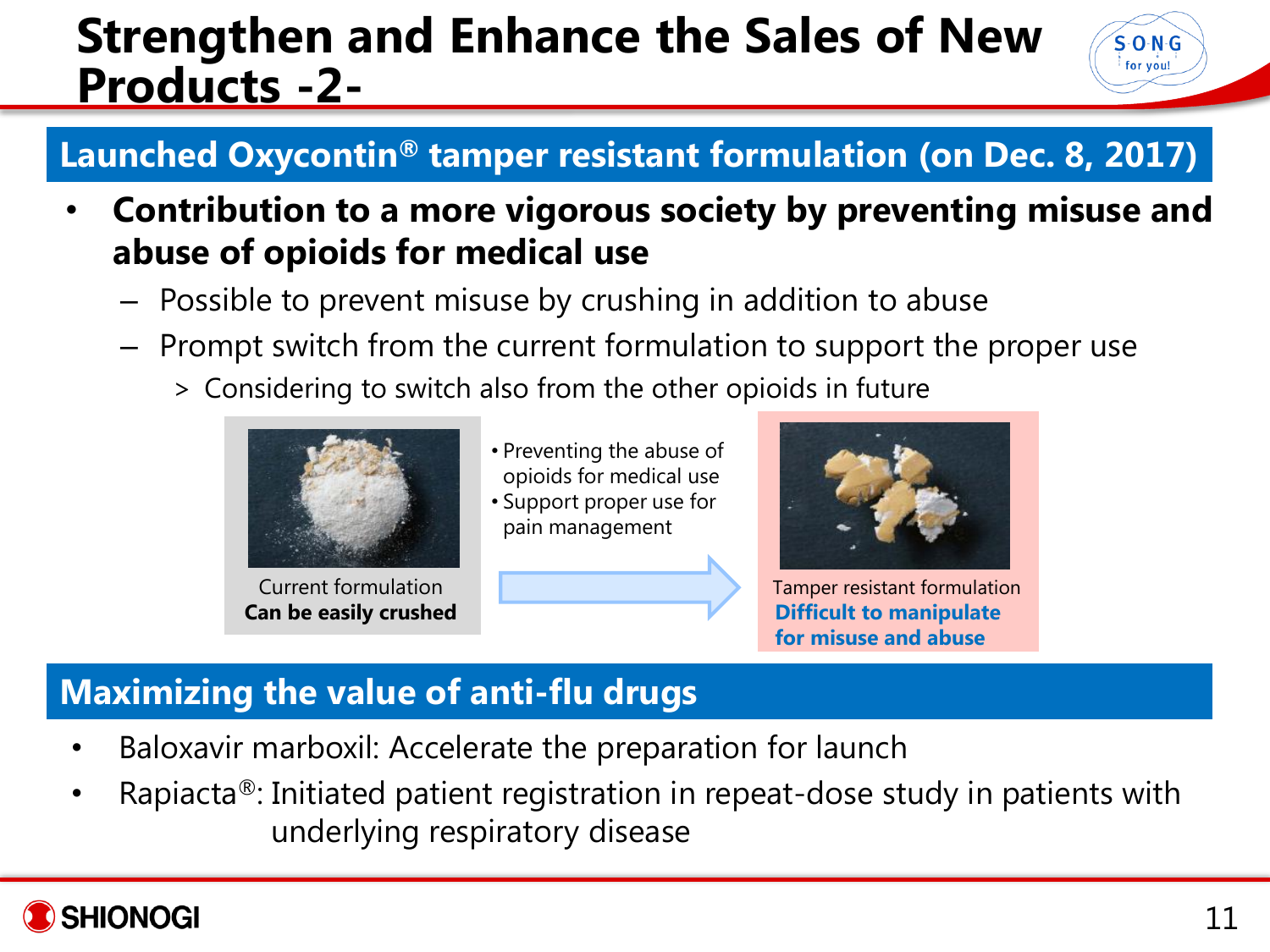# Strengthen and Enhance the Sales of New Products -2-

## Launched Oxycontin® tamper resistant formulation (on Dec. 8, 2017)

- **Contribution to a more vigorous society by preventing misuse and abuse of opioids for medical use**
  - Possible to prevent misuse by crushing in addition to abuse
  - Prompt switch from the current formulation to support the proper use
    - Considering to switch also from the other opioids in future

Current formulation
**Can be easily crushed**

- Preventing the abuse of opioids for medical use
- Support proper use for pain management

Tamper resistant formulation
**Difficult to manipulate for misuse and abuse**

## Maximizing the value of anti-flu drugs

- Baloxavir marboxil: Accelerate the preparation for launch
- Rapiacta®: Initiated patient registration in repeat-dose study in patients with underlying respiratory disease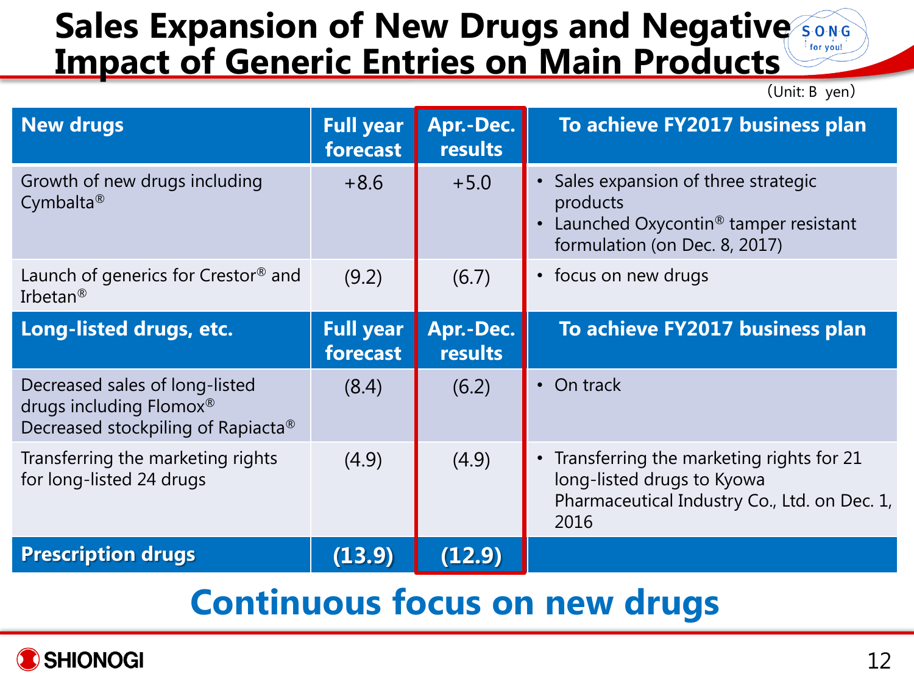# Sales Expansion of New Drugs and Negative Impact of Generic Entries on Main Products

（Unit: B yen）

| New drugs | Full year forecast | Apr.-Dec. results | To achieve FY2017 business plan |
|---|---|---|---|
| Growth of new drugs including Cymbalta® | +8.6 | +5.0 | • Sales expansion of three strategic products<br>• Launched Oxycontin® tamper resistant formulation (on Dec. 8, 2017) |
| Launch of generics for Crestor® and Irbetan® | (9.2) | (6.7) | • focus on new drugs |
| **Long-listed drugs, etc.** | **Full year forecast** | **Apr.-Dec. results** | **To achieve FY2017 business plan** |
| Decreased sales of long-listed drugs including Flomox®<br>Decreased stockpiling of Rapiacta® | (8.4) | (6.2) | • On track |
| Transferring the marketing rights for long-listed 24 drugs | (4.9) | (4.9) | • Transferring the marketing rights for 21 long-listed drugs to Kyowa Pharmaceutical Industry Co., Ltd. on Dec. 1, 2016 |
| **Prescription drugs** | **(13.9)** | **(12.9)** | |

## Continuous focus on new drugs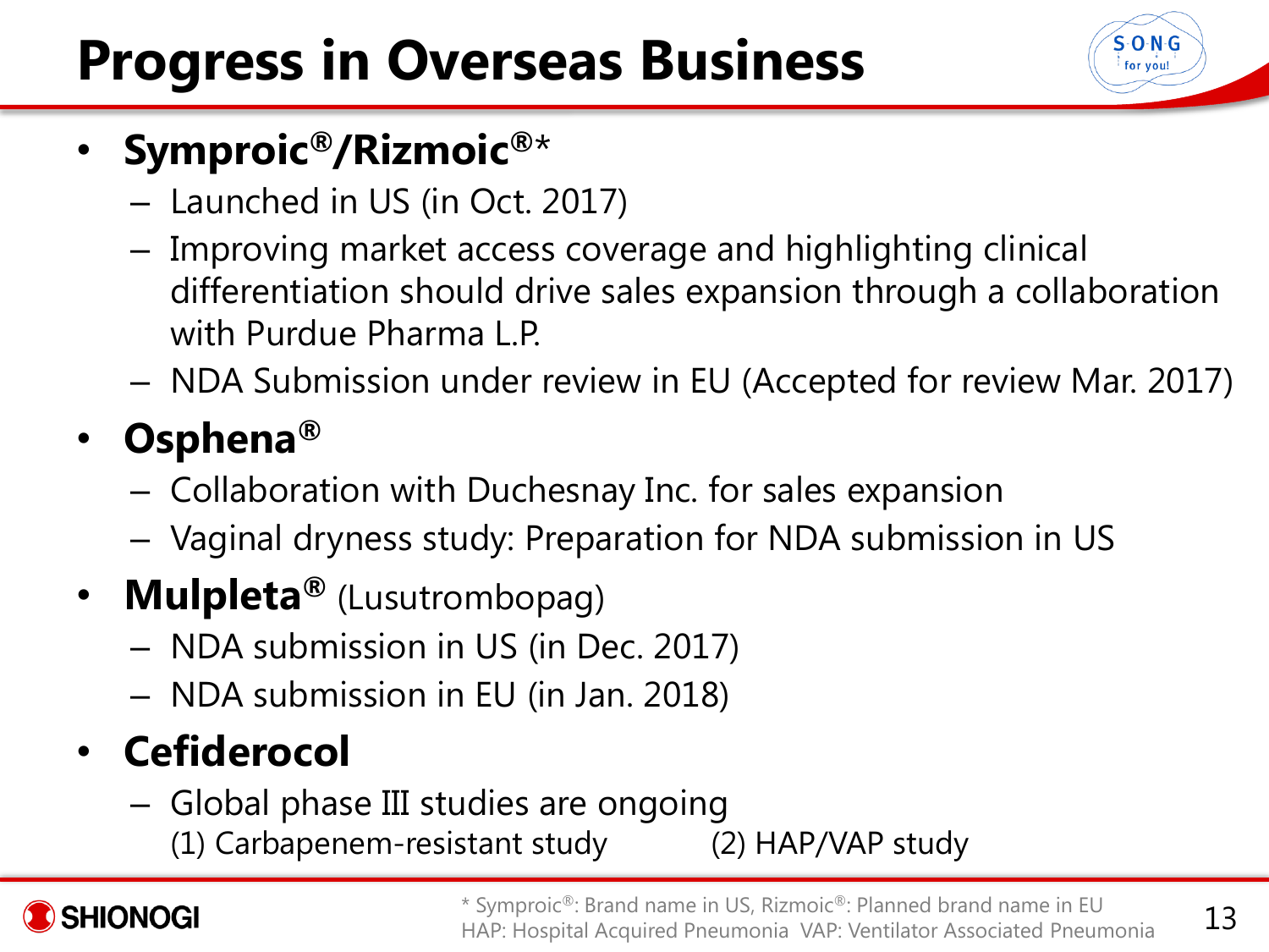# Progress in Overseas Business

- **Symproic®/Rizmoic®***
  - Launched in US (in Oct. 2017)
  - Improving market access coverage and highlighting clinical differentiation should drive sales expansion through a collaboration with Purdue Pharma L.P.
  - NDA Submission under review in EU (Accepted for review Mar. 2017)
- **Osphena®**
  - Collaboration with Duchesnay Inc. for sales expansion
  - Vaginal dryness study: Preparation for NDA submission in US
- **Mulpleta®** (Lusutrombopag)
  - NDA submission in US (in Dec. 2017)
  - NDA submission in EU (in Jan. 2018)
- **Cefiderocol**
  - Global phase III studies are ongoing
    (1) Carbapenem-resistant study (2) HAP/VAP study

\* Symproic®: Brand name in US, Rizmoic®: Planned brand name in EU
HAP: Hospital Acquired Pneumonia VAP: Ventilator Associated Pneumonia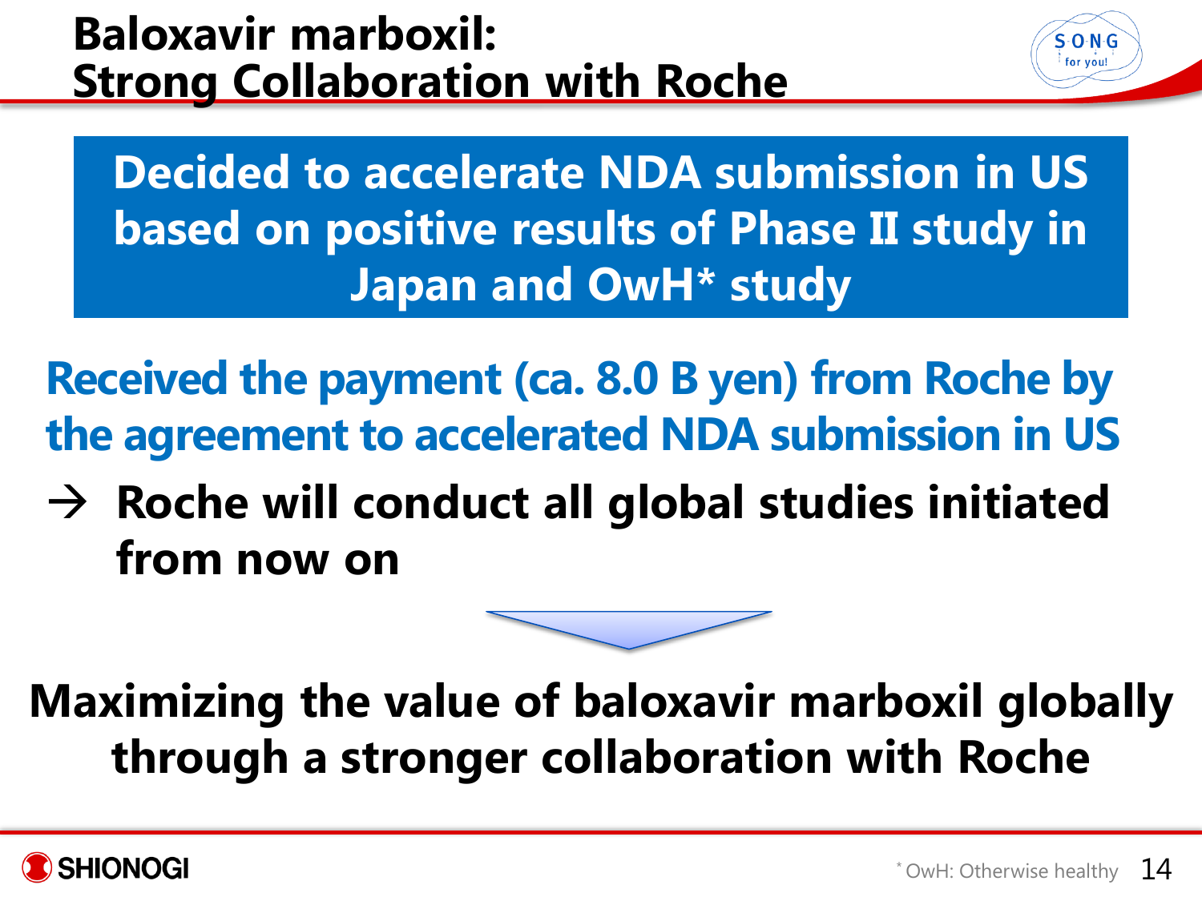# Baloxavir marboxil: Strong Collaboration with Roche

**Decided to accelerate NDA submission in US based on positive results of Phase II study in Japan and OwH* study**

**Received the payment (ca. 8.0 B yen) from Roche by the agreement to accelerated NDA submission in US**

→ **Roche will conduct all global studies initiated from now on**

**Maximizing the value of baloxavir marboxil globally through a stronger collaboration with Roche**

* OwH: Otherwise healthy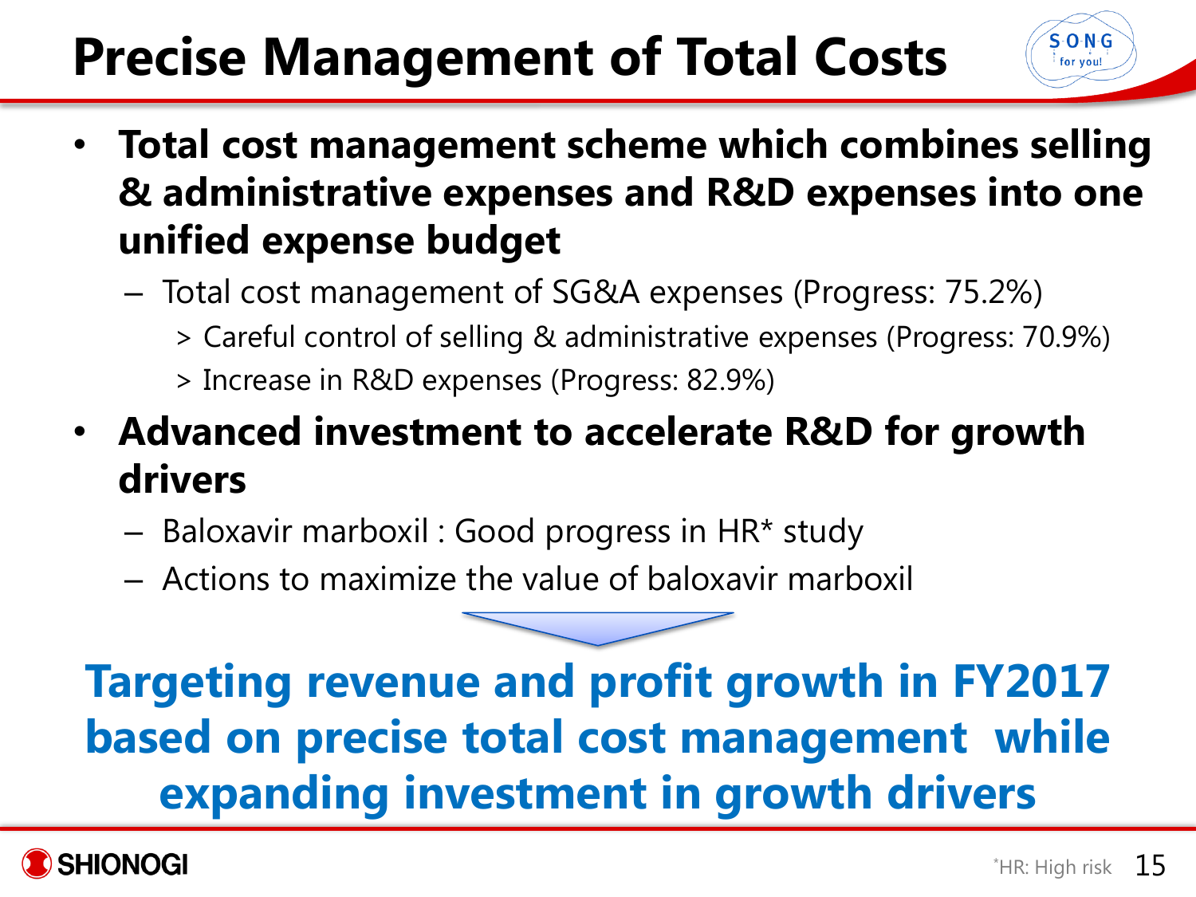# Precise Management of Total Costs

- **Total cost management scheme which combines selling & administrative expenses and R&D expenses into one unified expense budget**
  - Total cost management of SG&A expenses (Progress: 75.2%)
    - > Careful control of selling & administrative expenses (Progress: 70.9%)
    - > Increase in R&D expenses (Progress: 82.9%)
- **Advanced investment to accelerate R&D for growth drivers**
  - Baloxavir marboxil : Good progress in HR* study
  - Actions to maximize the value of baloxavir marboxil

**Targeting revenue and profit growth in FY2017 based on precise total cost management while expanding investment in growth drivers**

*HR: High risk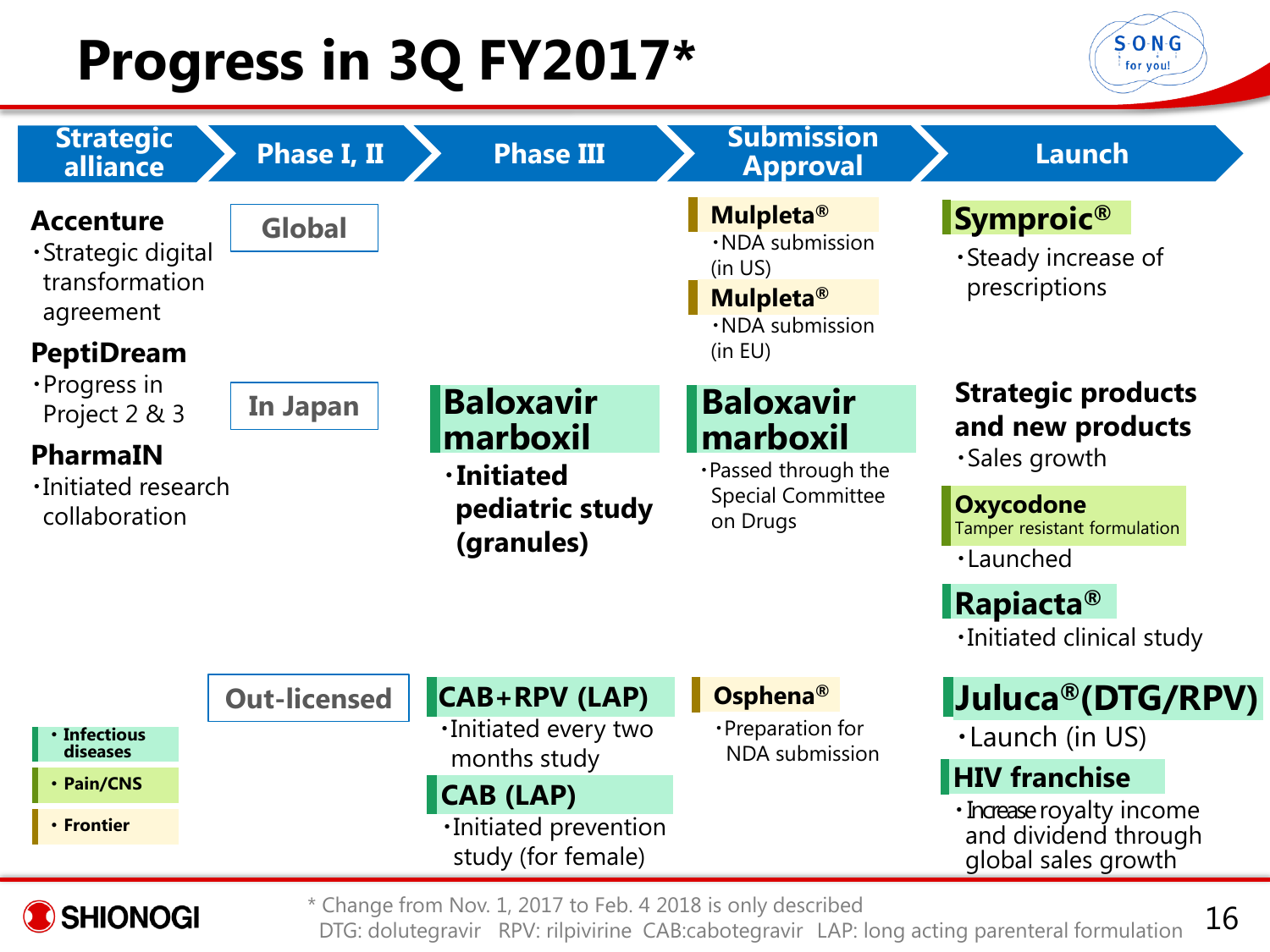# Progress in 3Q FY2017*

| Strategic alliance | Phase I, II | Phase III | Submission Approval | Launch |
|---|---|---|---|---|
| **Accenture**<br>・Strategic digital transformation agreement<br>**PeptiDream**<br>・Progress in Project 2 & 3<br>**PharmaIN**<br>・Initiated research collaboration | **Global** | | **Mulpleta®**<br>・NDA submission (in US)<br>**Mulpleta®**<br>・NDA submission (in EU) | **Symproic®**<br>・Steady increase of prescriptions |
| | **In Japan** | **Baloxavir marboxil**<br>・**Initiated pediatric study (granules)** | **Baloxavir marboxil**<br>・Passed through the Special Committee on Drugs | **Strategic products and new products**<br>・Sales growth<br>**Oxycodone** Tamper resistant formulation<br>・Launched<br>**Rapiacta®**<br>・Initiated clinical study |
| | **Out-licensed** | **CAB+RPV (LAP)**<br>・Initiated every two months study<br>**CAB (LAP)**<br>・Initiated prevention study (for female) | **Osphena®**<br>・Preparation for NDA submission | **Juluca®(DTG/RPV)**<br>・Launch (in US)<br>**HIV franchise**<br>・Increase royalty income and dividend through global sales growth |

Legend:
- Infectious diseases
- Pain/CNS
- Frontier

\* Change from Nov. 1, 2017 to Feb. 4 2018 is only described
DTG: dolutegravir RPV: rilpivirine CAB:cabotegravir LAP: long acting parenteral formulation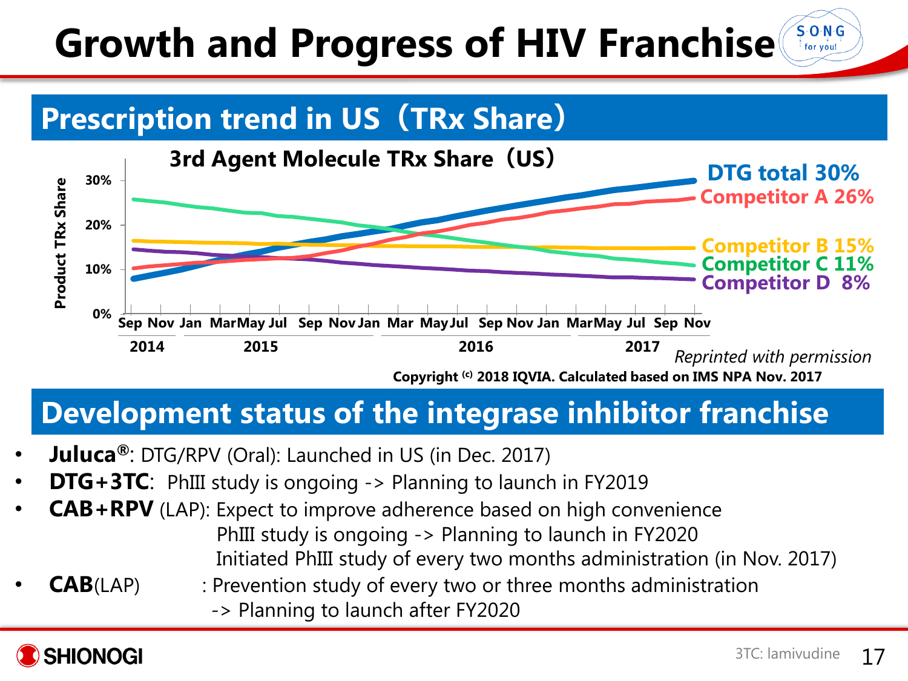# Growth and Progress of HIV Franchise

## Prescription trend in US（TRx Share）

**3rd Agent Molecule TRx Share（US）**

Product TRx Share: 0%, 10%, 20%, 30%

Sep Nov Jan Mar May Jul Sep Nov Jan Mar May Jul Sep Nov Jan Mar May Jul Sep Nov

2014 2015 2016 2017

- DTG total 30%
- Competitor A 26%
- Competitor B 15%
- Competitor C 11%
- Competitor D 8%

*Reprinted with permission*

**Copyright (c) 2018 IQVIA. Calculated based on IMS NPA Nov. 2017**

## Development status of the integrase inhibitor franchise

- **Juluca®**: DTG/RPV (Oral): Launched in US (in Dec. 2017)
- **DTG+3TC**: PhIII study is ongoing -> Planning to launch in FY2019
- **CAB+RPV** (LAP): Expect to improve adherence based on high convenience
  PhIII study is ongoing -> Planning to launch in FY2020
  Initiated PhIII study of every two months administration (in Nov. 2017)
- **CAB**(LAP) : Prevention study of every two or three months administration
  -> Planning to launch after FY2020

3TC: lamivudine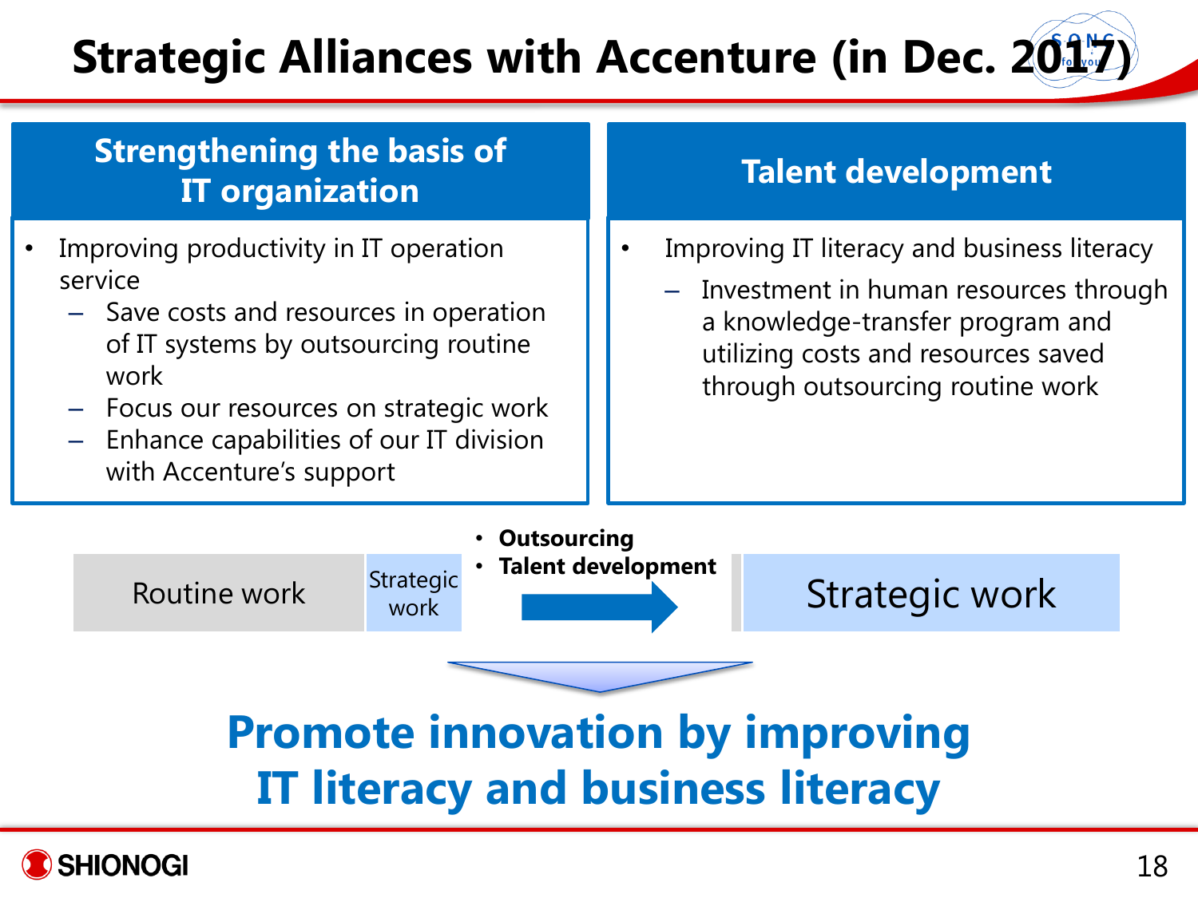# Strategic Alliances with Accenture (in Dec. 2017)

## Strengthening the basis of IT organization

- Improving productivity in IT operation service
  - Save costs and resources in operation of IT systems by outsourcing routine work
  - Focus our resources on strategic work
  - Enhance capabilities of our IT division with Accenture's support

## Talent development

- Improving IT literacy and business literacy
  - Investment in human resources through a knowledge-transfer program and utilizing costs and resources saved through outsourcing routine work

Routine work | Strategic work

- **Outsourcing**
- **Talent development**

→ Strategic work

**Promote innovation by improving IT literacy and business literacy**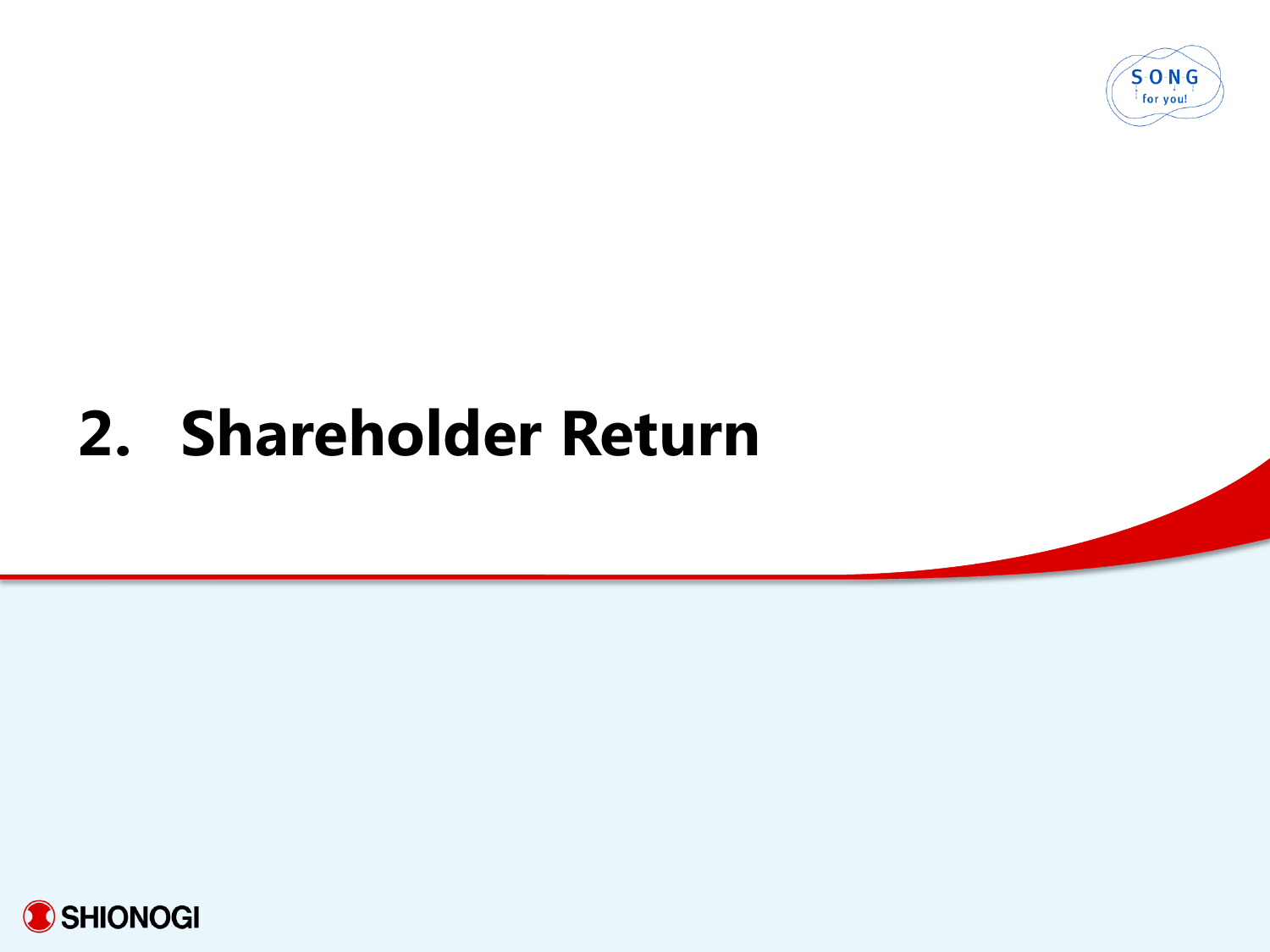# 2. Shareholder Return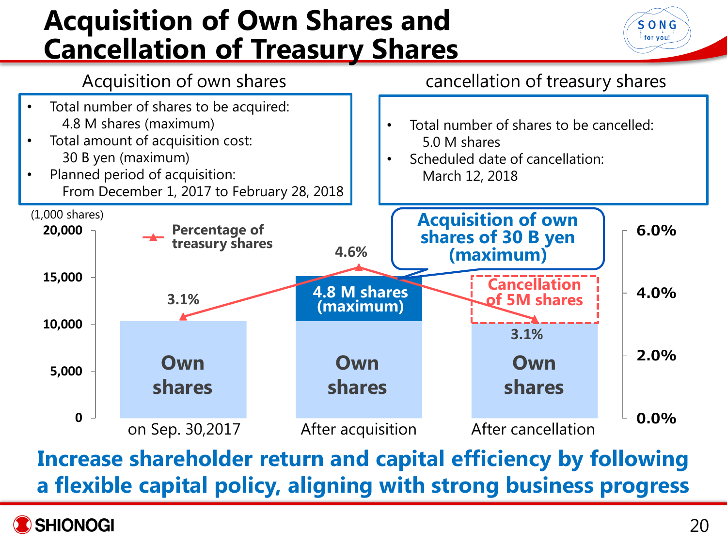# Acquisition of Own Shares and Cancellation of Treasury Shares

## Acquisition of own shares

- Total number of shares to be acquired: 4.8 M shares (maximum)
- Total amount of acquisition cost: 30 B yen (maximum)
- Planned period of acquisition: From December 1, 2017 to February 28, 2018

## cancellation of treasury shares

- Total number of shares to be cancelled: 5.0 M shares
- Scheduled date of cancellation: March 12, 2018

(1,000 shares)

| | on Sep. 30,2017 | After acquisition | After cancellation |
|---|---|---|---|
| Own shares | Own shares | Own shares + 4.8 M shares (maximum) | Own shares (Cancellation of 5M shares) |
| Percentage of treasury shares | 3.1% | 4.6% | 3.1% |

Acquisition of own shares of 30 B yen (maximum)

**Increase shareholder return and capital efficiency by following a flexible capital policy, aligning with strong business progress**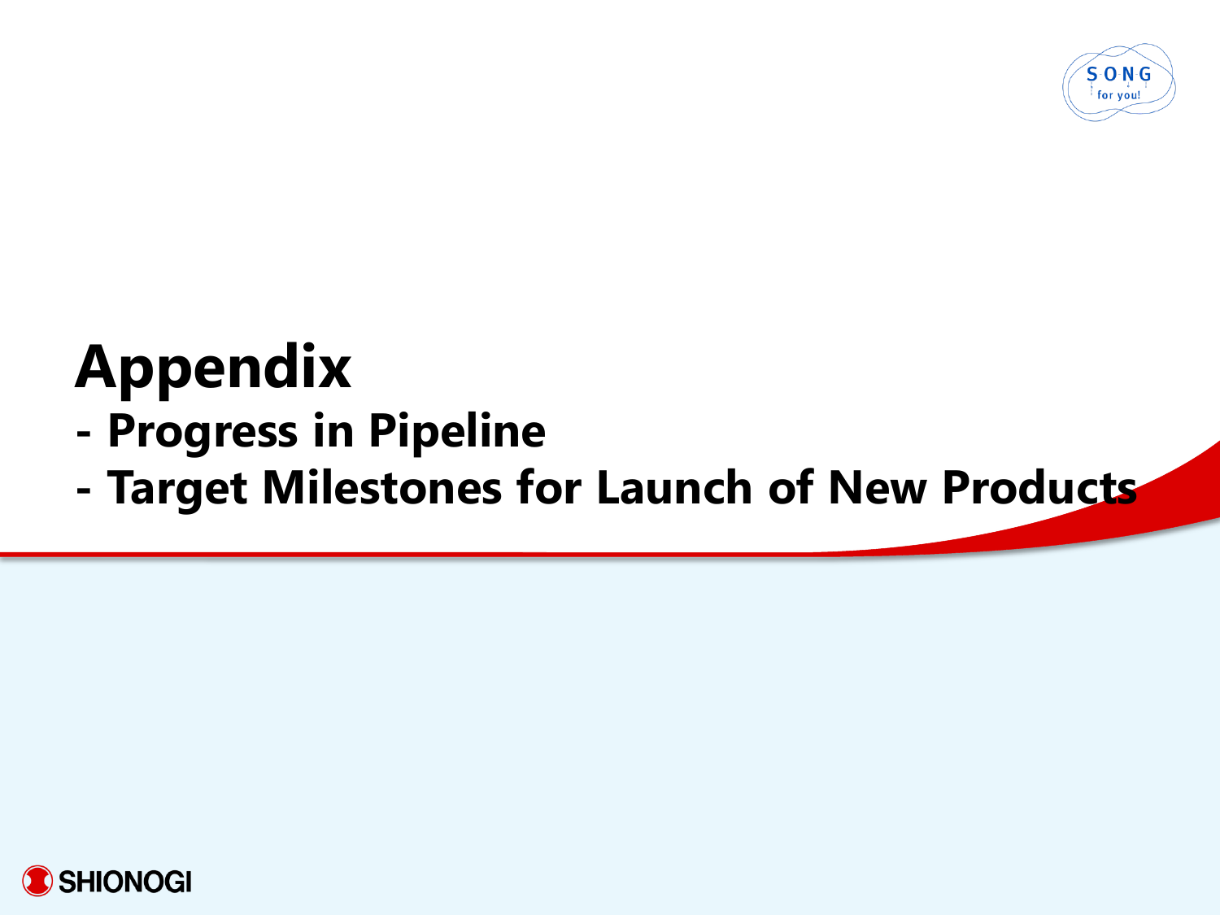# Appendix

## - Progress in Pipeline

## - Target Milestones for Launch of New Products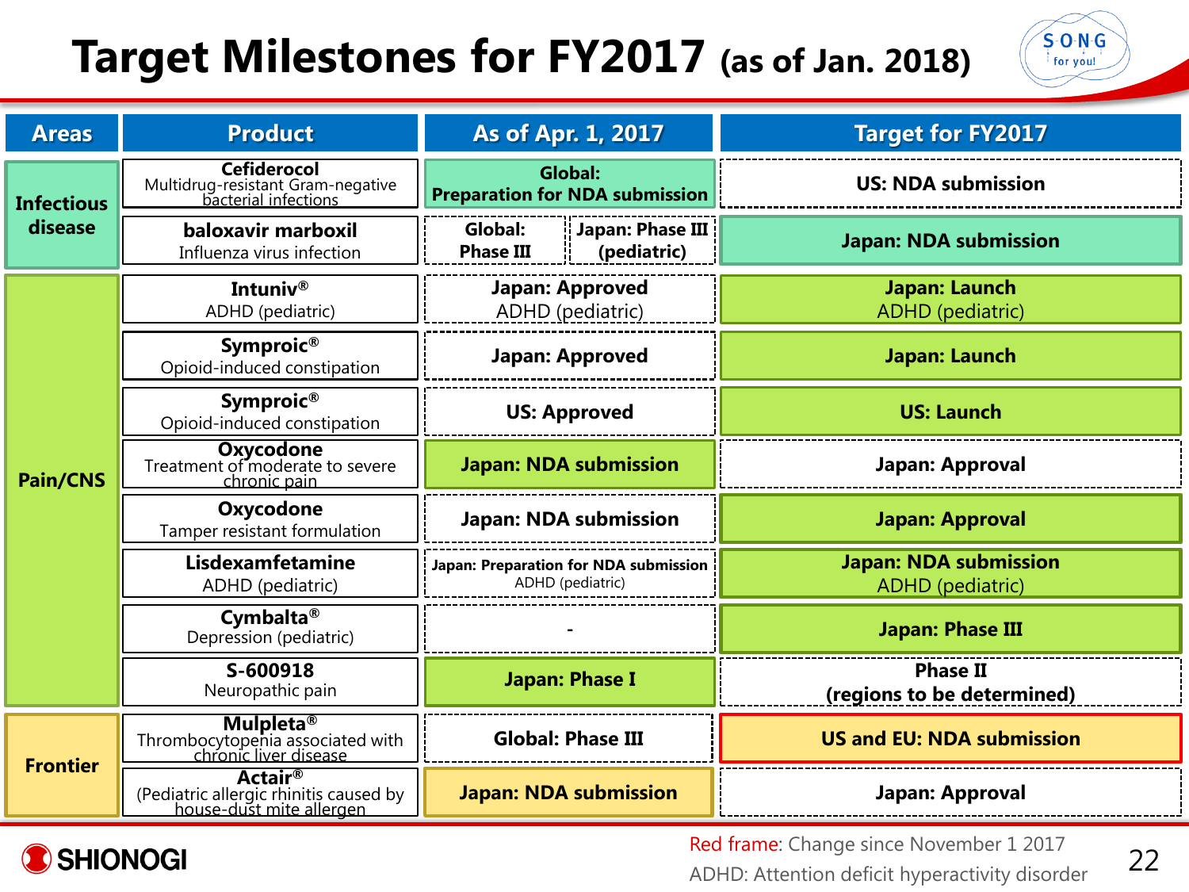# Target Milestones for FY2017 (as of Jan. 2018)

| Areas | Product | As of Apr. 1, 2017 | Target for FY2017 |
|---|---|---|---|
| Infectious disease | **Cefiderocol** Multidrug-resistant Gram-negative bacterial infections | Global: Preparation for NDA submission | US: NDA submission |
| | **baloxavir marboxil** Influenza virus infection | Global: Phase III / Japan: Phase III (pediatric) | Japan: NDA submission |
| Pain/CNS | **Intuniv®** ADHD (pediatric) | Japan: Approved ADHD (pediatric) | Japan: Launch ADHD (pediatric) |
| | **Symproic®** Opioid-induced constipation | Japan: Approved | Japan: Launch |
| | **Symproic®** Opioid-induced constipation | US: Approved | US: Launch |
| | **Oxycodone** Treatment of moderate to severe chronic pain | Japan: NDA submission | Japan: Approval |
| | **Oxycodone** Tamper resistant formulation | Japan: NDA submission | Japan: Approval |
| | **Lisdexamfetamine** ADHD (pediatric) | Japan: Preparation for NDA submission ADHD (pediatric) | Japan: NDA submission ADHD (pediatric) |
| | **Cymbalta®** Depression (pediatric) | - | Japan: Phase III |
| | **S-600918** Neuropathic pain | Japan: Phase I | Phase II (regions to be determined) |
| Frontier | **Mulpleta®** Thrombocytopenia associated with chronic liver disease | Global: Phase III | US and EU: NDA submission |
| | **Actair®** (Pediatric allergic rhinitis caused by house-dust mite allergen | Japan: NDA submission | Japan: Approval |

Red frame: Change since November 1 2017

ADHD: Attention deficit hyperactivity disorder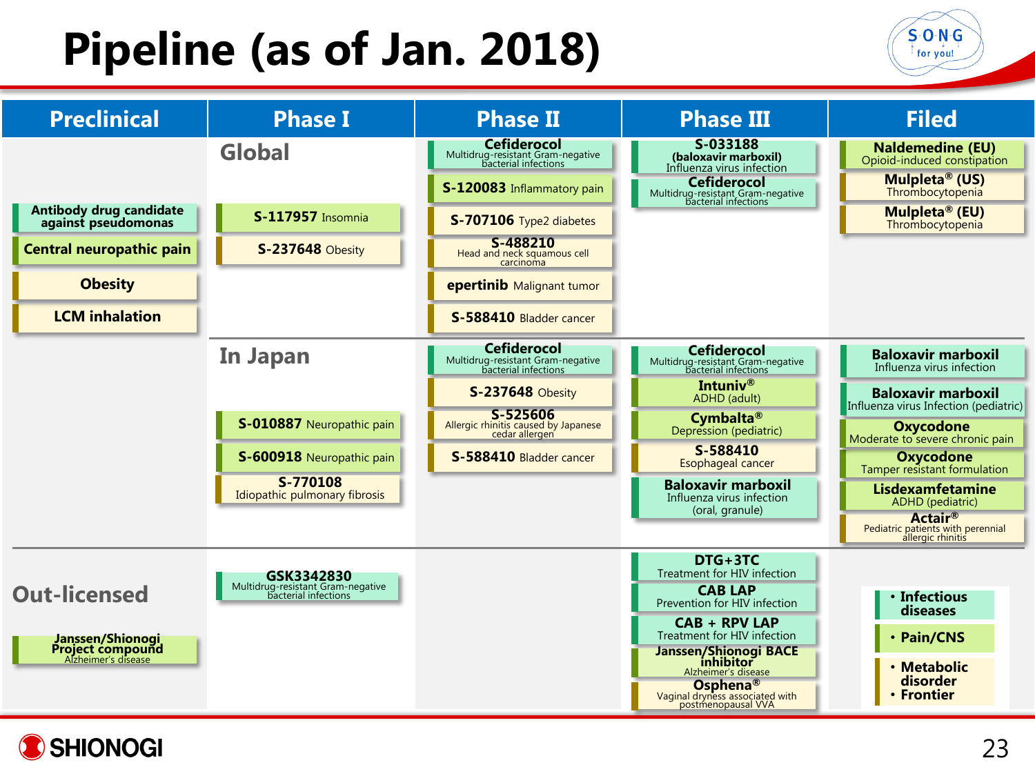# Pipeline (as of Jan. 2018)

| | Preclinical | Phase I | Phase II | Phase III | Filed |
|---|---|---|---|---|---|
| **Global** | Antibody drug candidate against pseudomonas<br>Central neuropathic pain<br>Obesity<br>LCM inhalation | **S-117957** Insomnia<br>**S-237648** Obesity | **Cefiderocol** Multidrug-resistant Gram-negative bacterial infections<br>**S-120083** Inflammatory pain<br>**S-707106** Type2 diabetes<br>**S-488210** Head and neck squamous cell carcinoma<br>**epertinib** Malignant tumor<br>**S-588410** Bladder cancer | **S-033188 (baloxavir marboxil)** Influenza virus infection<br>**Cefiderocol** Multidrug-resistant Gram-negative bacterial infections | **Naldemedine (EU)** Opioid-induced constipation<br>**Mulpleta® (US)** Thrombocytopenia<br>**Mulpleta® (EU)** Thrombocytopenia |
| **In Japan** | | **S-010887** Neuropathic pain<br>**S-600918** Neuropathic pain<br>**S-770108** Idiopathic pulmonary fibrosis | **Cefiderocol** Multidrug-resistant Gram-negative bacterial infections<br>**S-237648** Obesity<br>**S-525606** Allergic rhinitis caused by Japanese cedar allergen<br>**S-588410** Bladder cancer | **Cefiderocol** Multidrug-resistant Gram-negative bacterial infections<br>**Intuniv®** ADHD (adult)<br>**Cymbalta®** Depression (pediatric)<br>**S-588410** Esophageal cancer<br>**Baloxavir marboxil** Influenza virus infection (oral, granule) | **Baloxavir marboxil** Influenza virus infection<br>**Baloxavir marboxil** Influenza virus Infection (pediatric)<br>**Oxycodone** Moderate to severe chronic pain<br>**Oxycodone** Tamper resistant formulation<br>**Lisdexamfetamine** ADHD (pediatric)<br>**Actair®** Pediatric patients with perennial allergic rhinitis |
| **Out-licensed** | **Janssen/Shionogi Project compound** Alzheimer's disease | **GSK3342830** Multidrug-resistant Gram-negative bacterial infections | | **DTG+3TC** Treatment for HIV infection<br>**CAB LAP** Prevention for HIV infection<br>**CAB + RPV LAP** Treatment for HIV infection<br>**Janssen/Shionogi BACE inhibitor** Alzheimer's disease<br>**Osphena®** Vaginal dryness associated with postmenopausal VVA | |

Legend:
- Infectious diseases
- Pain/CNS
- Metabolic disorder
- Frontier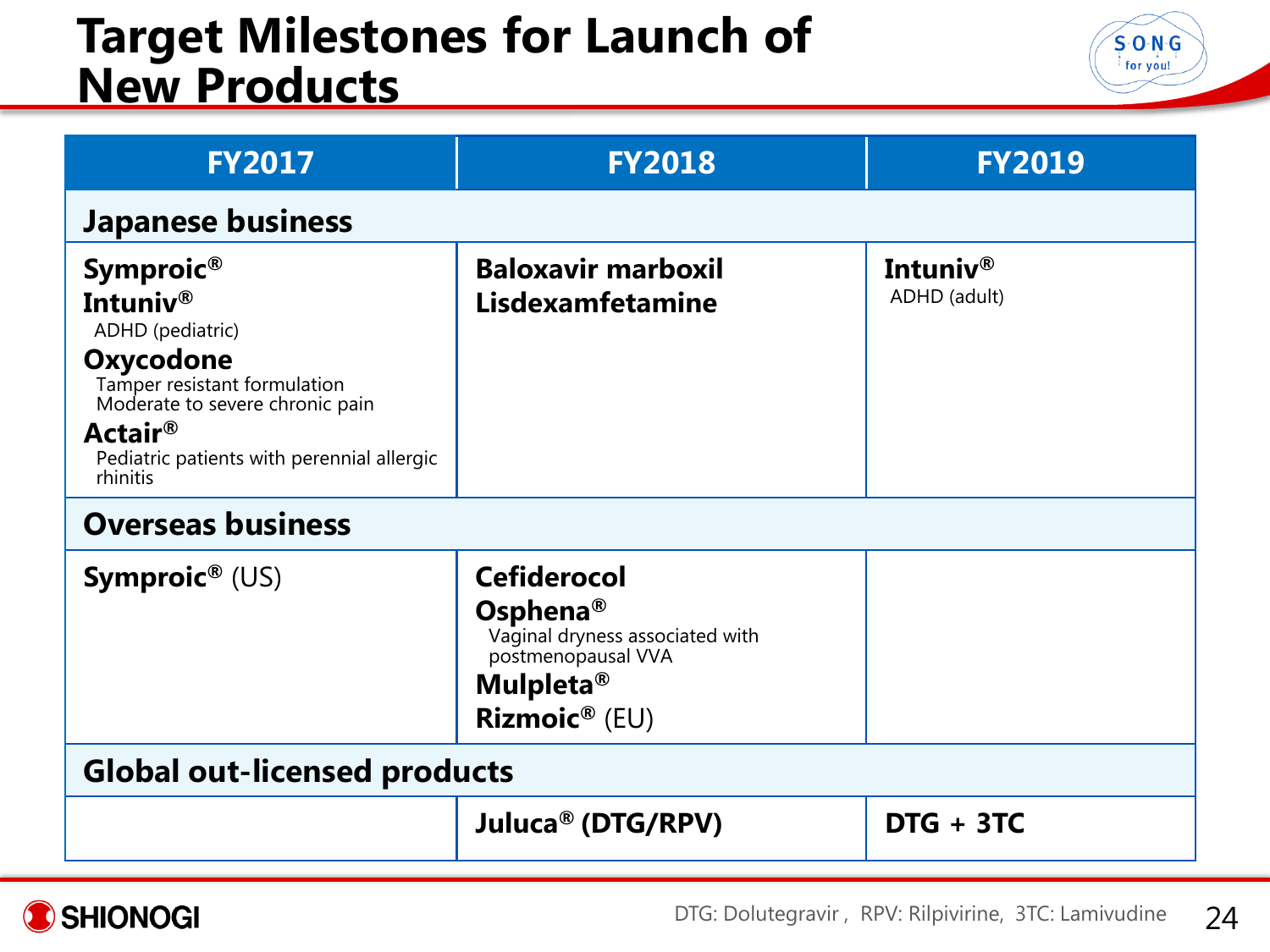# Target Milestones for Launch of New Products

| FY2017 | FY2018 | FY2019 |
|---|---|---|
| **Japanese business** | | |
| **Symproic®**<br>**Intuniv®**<br>ADHD (pediatric)<br>**Oxycodone**<br>Tamper resistant formulation<br>Moderate to severe chronic pain<br>**Actair®**<br>Pediatric patients with perennial allergic rhinitis | **Baloxavir marboxil**<br>**Lisdexamfetamine** | **Intuniv®**<br>ADHD (adult) |
| **Overseas business** | | |
| **Symproic®** (US) | **Cefiderocol**<br>**Osphena®**<br>Vaginal dryness associated with postmenopausal VVA<br>**Mulpleta®**<br>**Rizmoic®** (EU) | |
| **Global out-licensed products** | | |
| | **Juluca® (DTG/RPV)** | **DTG + 3TC** |

DTG: Dolutegravir , RPV: Rilpivirine, 3TC: Lamivudine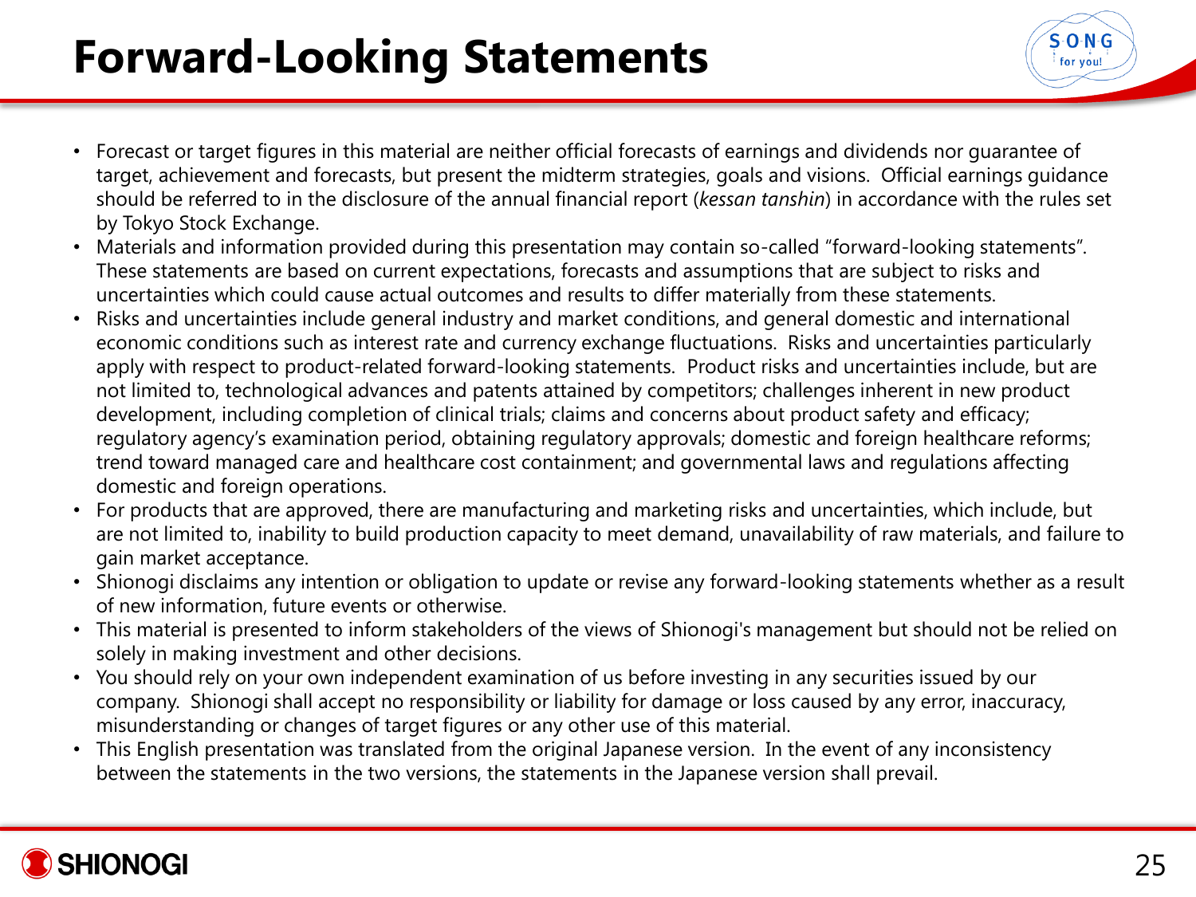# Forward-Looking Statements

- Forecast or target figures in this material are neither official forecasts of earnings and dividends nor guarantee of target, achievement and forecasts, but present the midterm strategies, goals and visions. Official earnings guidance should be referred to in the disclosure of the annual financial report (*kessan tanshin*) in accordance with the rules set by Tokyo Stock Exchange.
- Materials and information provided during this presentation may contain so-called "forward-looking statements". These statements are based on current expectations, forecasts and assumptions that are subject to risks and uncertainties which could cause actual outcomes and results to differ materially from these statements.
- Risks and uncertainties include general industry and market conditions, and general domestic and international economic conditions such as interest rate and currency exchange fluctuations. Risks and uncertainties particularly apply with respect to product-related forward-looking statements. Product risks and uncertainties include, but are not limited to, technological advances and patents attained by competitors; challenges inherent in new product development, including completion of clinical trials; claims and concerns about product safety and efficacy; regulatory agency's examination period, obtaining regulatory approvals; domestic and foreign healthcare reforms; trend toward managed care and healthcare cost containment; and governmental laws and regulations affecting domestic and foreign operations.
- For products that are approved, there are manufacturing and marketing risks and uncertainties, which include, but are not limited to, inability to build production capacity to meet demand, unavailability of raw materials, and failure to gain market acceptance.
- Shionogi disclaims any intention or obligation to update or revise any forward-looking statements whether as a result of new information, future events or otherwise.
- This material is presented to inform stakeholders of the views of Shionogi's management but should not be relied on solely in making investment and other decisions.
- You should rely on your own independent examination of us before investing in any securities issued by our company. Shionogi shall accept no responsibility or liability for damage or loss caused by any error, inaccuracy, misunderstanding or changes of target figures or any other use of this material.
- This English presentation was translated from the original Japanese version. In the event of any inconsistency between the statements in the two versions, the statements in the Japanese version shall prevail.